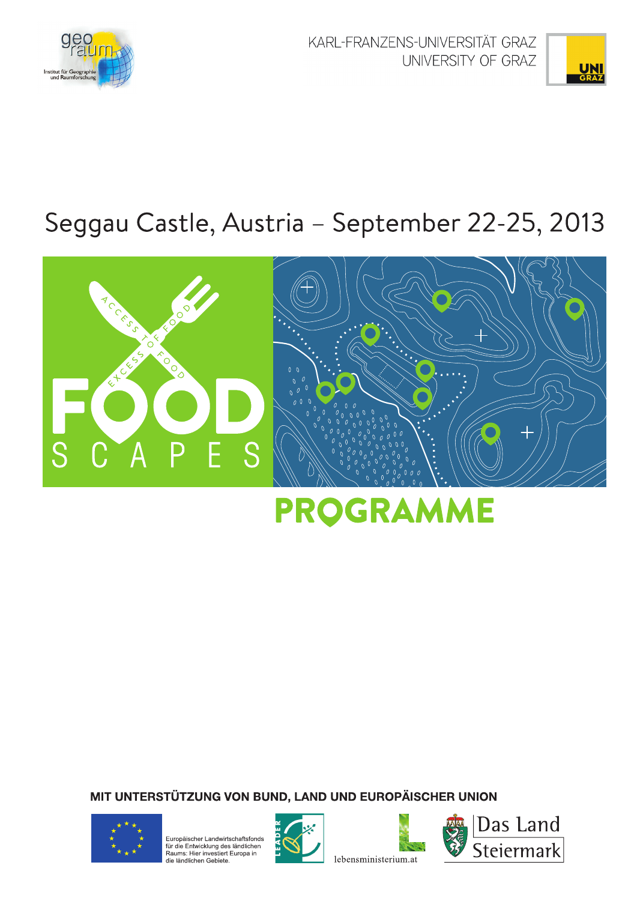geo raum
Institut für Geographie und Raumforschung

KARL-FRANZENS-UNIVERSITÄT GRAZ
UNIVERSITY OF GRAZ

UNI GRAZ

Seggau Castle, Austria – September 22-25, 2013

ACCESS TO FOOD

EXCESS OF FOOD

# FOOD SCAPES

# PROGRAMME

**MIT UNTERSTÜTZUNG VON BUND, LAND UND EUROPÄISCHER UNION**

Europäischer Landwirtschaftsfonds für die Entwicklung des ländlichen Raums: Hier investiert Europa in die ländlichen Gebiete.

LEADER

lebensministerium.at

Das Land Steiermark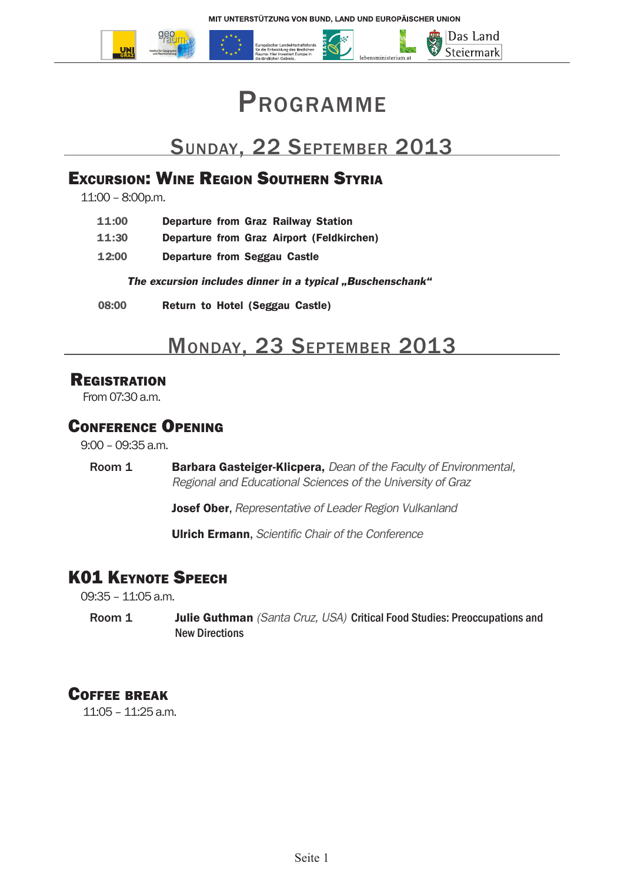MIT UNTERSTÜTZUNG VON BUND, LAND UND EUROPÄISCHER UNION

# Programme

## Sunday, 22 September 2013

### Excursion: Wine Region Southern Styria

11:00 – 8:00p.m.

| | |
|---|---|
| **11:00** | **Departure from Graz Railway Station** |
| **11:30** | **Departure from Graz Airport (Feldkirchen)** |
| **12:00** | **Departure from Seggau Castle** |

***The excursion includes dinner in a typical „Buschenschank“***

| | |
|---|---|
| **08:00** | **Return to Hotel (Seggau Castle)** |

## Monday, 23 September 2013

### Registration

From 07:30 a.m.

### Conference Opening

9:00 – 09:35 a.m.

Room 1

**Barbara Gasteiger-Klicpera,** *Dean of the Faculty of Environmental, Regional and Educational Sciences of the University of Graz*

**Josef Ober**, *Representative of Leader Region Vulkanland*

**Ulrich Ermann**, *Scientific Chair of the Conference*

### K01 Keynote Speech

09:35 – 11:05 a.m.

Room 1

**Julie Guthman** *(Santa Cruz, USA)* **Critical Food Studies: Preoccupations and New Directions**

### Coffee Break

11:05 – 11:25 a.m.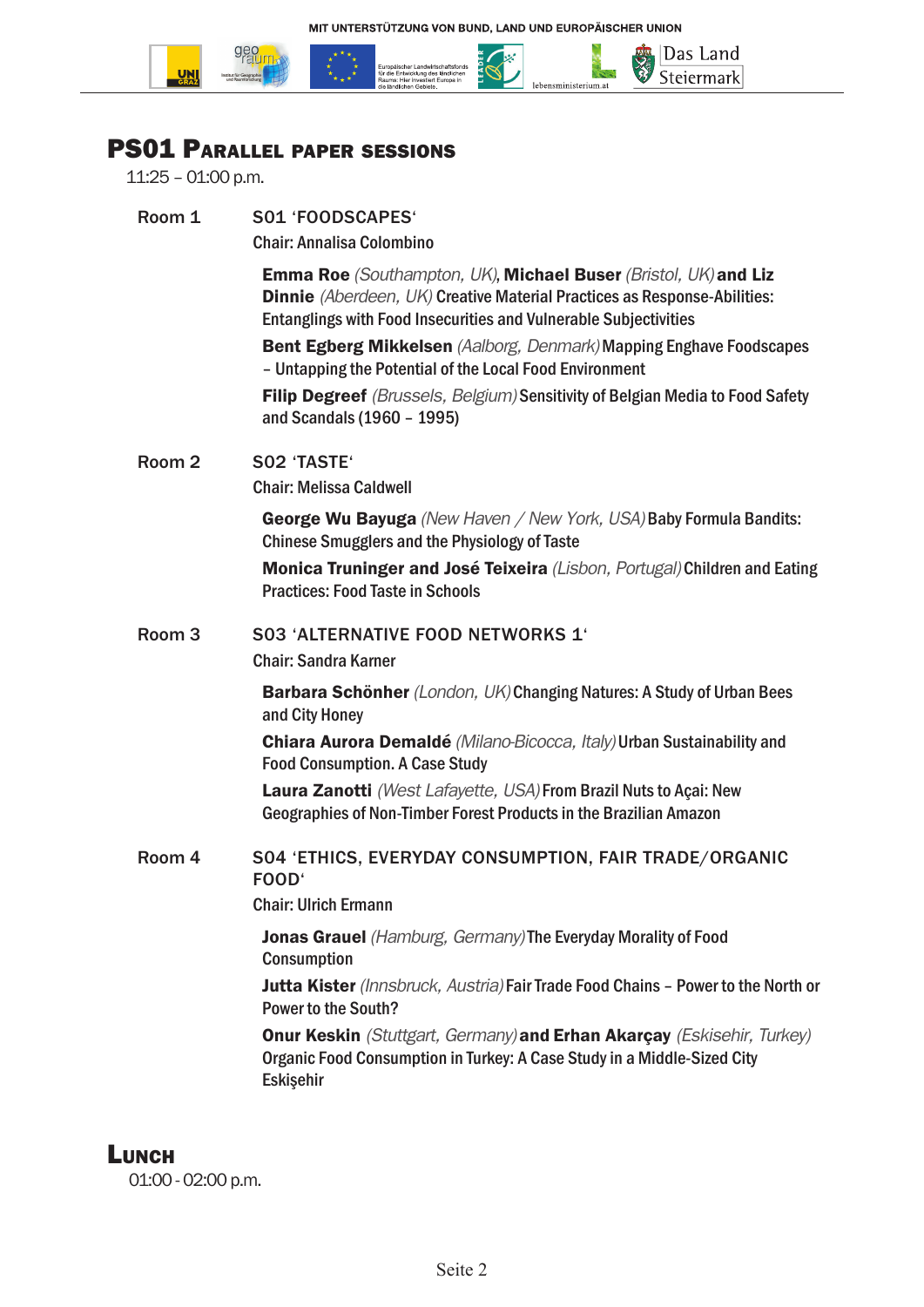MIT UNTERSTÜTZUNG VON BUND, LAND UND EUROPÄISCHER UNION

## PS01 Parallel paper sessions

11:25 – 01:00 p.m.

**Room 1** — S01 'FOODSCAPES'

Chair: Annalisa Colombino

**Emma Roe** *(Southampton, UK)*, **Michael Buser** *(Bristol, UK)* **and Liz Dinnie** *(Aberdeen, UK)* Creative Material Practices as Response-Abilities: Entanglings with Food Insecurities and Vulnerable Subjectivities

**Bent Egberg Mikkelsen** *(Aalborg, Denmark)* Mapping Enghave Foodscapes – Untapping the Potential of the Local Food Environment

**Filip Degreef** *(Brussels, Belgium)* Sensitivity of Belgian Media to Food Safety and Scandals (1960 – 1995)

**Room 2** — S02 'TASTE'

Chair: Melissa Caldwell

**George Wu Bayuga** *(New Haven / New York, USA)* Baby Formula Bandits: Chinese Smugglers and the Physiology of Taste

**Monica Truninger and José Teixeira** *(Lisbon, Portugal)* Children and Eating Practices: Food Taste in Schools

**Room 3** — S03 'ALTERNATIVE FOOD NETWORKS 1'

Chair: Sandra Karner

**Barbara Schönher** *(London, UK)* Changing Natures: A Study of Urban Bees and City Honey

**Chiara Aurora Demaldé** *(Milano-Bicocca, Italy)* Urban Sustainability and Food Consumption. A Case Study

**Laura Zanotti** *(West Lafayette, USA)* From Brazil Nuts to Açai: New Geographies of Non-Timber Forest Products in the Brazilian Amazon

**Room 4** — S04 'ETHICS, EVERYDAY CONSUMPTION, FAIR TRADE/ORGANIC FOOD'

Chair: Ulrich Ermann

**Jonas Grauel** *(Hamburg, Germany)* The Everyday Morality of Food Consumption

**Jutta Kister** *(Innsbruck, Austria)* Fair Trade Food Chains – Power to the North or Power to the South?

**Onur Keskin** *(Stuttgart, Germany)* **and Erhan Akarçay** *(Eskisehir, Turkey)* Organic Food Consumption in Turkey: A Case Study in a Middle-Sized City Eskişehir

## Lunch

01:00 - 02:00 p.m.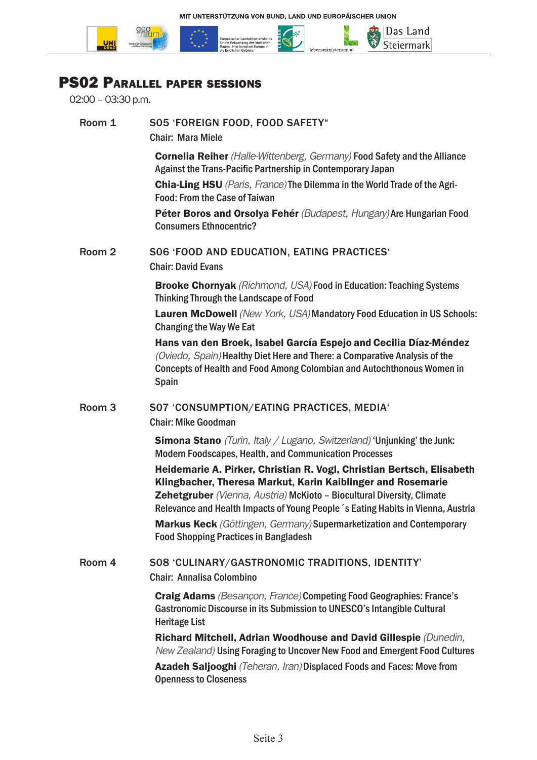MIT UNTERSTÜTZUNG VON BUND, LAND UND EUROPÄISCHER UNION

## PS02 Parallel paper sessions

02:00 – 03:30 p.m.

**Room 1** — S05 'FOREIGN FOOD, FOOD SAFETY"

Chair: Mara Miele

**Cornelia Reiher** *(Halle-Wittenberg, Germany)* Food Safety and the Alliance Against the Trans-Pacific Partnership in Contemporary Japan

**Chia-Ling HSU** *(Paris, France)* The Dilemma in the World Trade of the Agri-Food: From the Case of Taiwan

**Péter Boros and Orsolya Fehér** *(Budapest, Hungary)* Are Hungarian Food Consumers Ethnocentric?

**Room 2** — S06 'FOOD AND EDUCATION, EATING PRACTICES'

Chair: David Evans

**Brooke Chornyak** *(Richmond, USA)* Food in Education: Teaching Systems Thinking Through the Landscape of Food

**Lauren McDowell** *(New York, USA)* Mandatory Food Education in US Schools: Changing the Way We Eat

**Hans van den Broek, Isabel García Espejo and Cecilia Díaz-Méndez** *(Oviedo, Spain)* Healthy Diet Here and There: a Comparative Analysis of the Concepts of Health and Food Among Colombian and Autochthonous Women in Spain

**Room 3** — S07 'CONSUMPTION/EATING PRACTICES, MEDIA'

Chair: Mike Goodman

**Simona Stano** *(Turin, Italy / Lugano, Switzerland)* 'Unjunking' the Junk: Modern Foodscapes, Health, and Communication Processes

**Heidemarie A. Pirker, Christian R. Vogl, Christian Bertsch, Elisabeth Klingbacher, Theresa Markut, Karin Kaiblinger and Rosemarie Zehetgruber** *(Vienna, Austria)* McKioto – Biocultural Diversity, Climate Relevance and Health Impacts of Young People´s Eating Habits in Vienna, Austria

**Markus Keck** *(Göttingen, Germany)* Supermarketization and Contemporary Food Shopping Practices in Bangladesh

**Room 4** — S08 'CULINARY/GASTRONOMIC TRADITIONS, IDENTITY'

Chair: Annalisa Colombino

**Craig Adams** *(Besançon, France)* Competing Food Geographies: France's Gastronomic Discourse in its Submission to UNESCO's Intangible Cultural Heritage List

**Richard Mitchell, Adrian Woodhouse and David Gillespie** *(Dunedin, New Zealand)* Using Foraging to Uncover New Food and Emergent Food Cultures

**Azadeh Saljooghi** *(Teheran, Iran)* Displaced Foods and Faces: Move from Openness to Closeness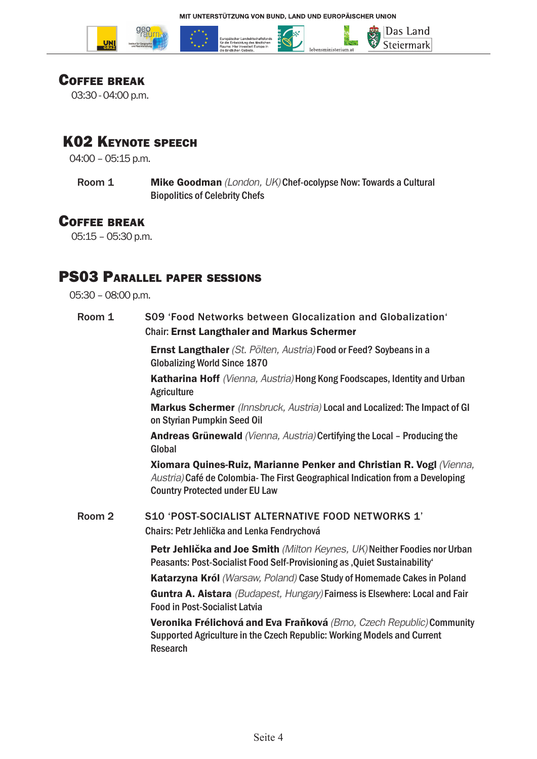## Coffee break

03:30 - 04:00 p.m.

## K02 Keynote speech

04:00 – 05:15 p.m.

Room 1 — **Mike Goodman** *(London, UK)* Chef-ocolypse Now: Towards a Cultural Biopolitics of Celebrity Chefs

## Coffee break

05:15 – 05:30 p.m.

## PS03 Parallel paper sessions

05:30 – 08:00 p.m.

### Room 1 — S09 'Food Networks between Glocalization and Globalization'

Chair: **Ernst Langthaler and Markus Schermer**

**Ernst Langthaler** *(St. Pölten, Austria)* Food or Feed? Soybeans in a Globalizing World Since 1870

**Katharina Hoff** *(Vienna, Austria)* Hong Kong Foodscapes, Identity and Urban Agriculture

**Markus Schermer** *(Innsbruck, Austria)* Local and Localized: The Impact of GI on Styrian Pumpkin Seed Oil

**Andreas Grünewald** *(Vienna, Austria)* Certifying the Local – Producing the Global

**Xiomara Quines-Ruiz, Marianne Penker and Christian R. Vogl** *(Vienna, Austria)* Café de Colombia- The First Geographical Indication from a Developing Country Protected under EU Law

### Room 2 — S10 'POST-SOCIALIST ALTERNATIVE FOOD NETWORKS 1'

Chairs: Petr Jehlička and Lenka Fendrychová

**Petr Jehlička and Joe Smith** *(Milton Keynes, UK)* Neither Foodies nor Urban Peasants: Post-Socialist Food Self-Provisioning as ,Quiet Sustainability'

**Katarzyna Król** *(Warsaw, Poland)* Case Study of Homemade Cakes in Poland

**Guntra A. Aistara** *(Budapest, Hungary)* Fairness is Elsewhere: Local and Fair Food in Post-Socialist Latvia

**Veronika Frélichová and Eva Fraňková** *(Brno, Czech Republic)* Community Supported Agriculture in the Czech Republic: Working Models and Current Research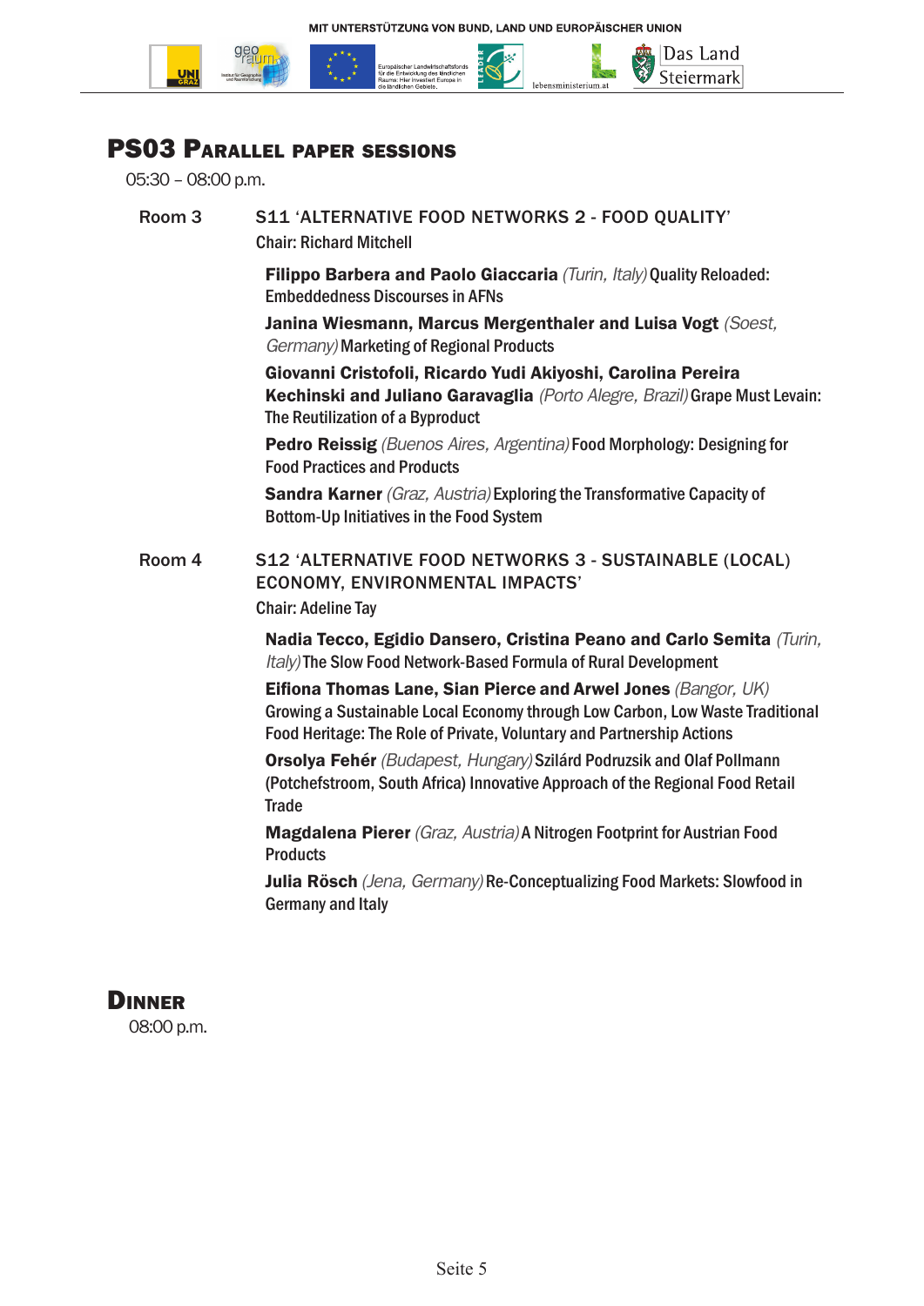MIT UNTERSTÜTZUNG VON BUND, LAND UND EUROPÄISCHER UNION

## PS03 Parallel paper sessions

05:30 – 08:00 p.m.

**Room 3** — S11 'ALTERNATIVE FOOD NETWORKS 2 - FOOD QUALITY'

Chair: Richard Mitchell

**Filippo Barbera and Paolo Giaccaria** *(Turin, Italy)* Quality Reloaded: Embeddedness Discourses in AFNs

**Janina Wiesmann, Marcus Mergenthaler and Luisa Vogt** *(Soest, Germany)* Marketing of Regional Products

**Giovanni Cristofoli, Ricardo Yudi Akiyoshi, Carolina Pereira Kechinski and Juliano Garavaglia** *(Porto Alegre, Brazil)* Grape Must Levain: The Reutilization of a Byproduct

**Pedro Reissig** *(Buenos Aires, Argentina)* Food Morphology: Designing for Food Practices and Products

**Sandra Karner** *(Graz, Austria)* Exploring the Transformative Capacity of Bottom-Up Initiatives in the Food System

**Room 4** — S12 'ALTERNATIVE FOOD NETWORKS 3 - SUSTAINABLE (LOCAL) ECONOMY, ENVIRONMENTAL IMPACTS'

Chair: Adeline Tay

**Nadia Tecco, Egidio Dansero, Cristina Peano and Carlo Semita** *(Turin, Italy)* The Slow Food Network-Based Formula of Rural Development

**Eifiona Thomas Lane, Sian Pierce and Arwel Jones** *(Bangor, UK)* Growing a Sustainable Local Economy through Low Carbon, Low Waste Traditional Food Heritage: The Role of Private, Voluntary and Partnership Actions

**Orsolya Fehér** *(Budapest, Hungary)* Szilárd Podruzsik and Olaf Pollmann (Potchefstroom, South Africa) Innovative Approach of the Regional Food Retail Trade

**Magdalena Pierer** *(Graz, Austria)* A Nitrogen Footprint for Austrian Food Products

**Julia Rösch** *(Jena, Germany)* Re-Conceptualizing Food Markets: Slowfood in Germany and Italy

## Dinner

08:00 p.m.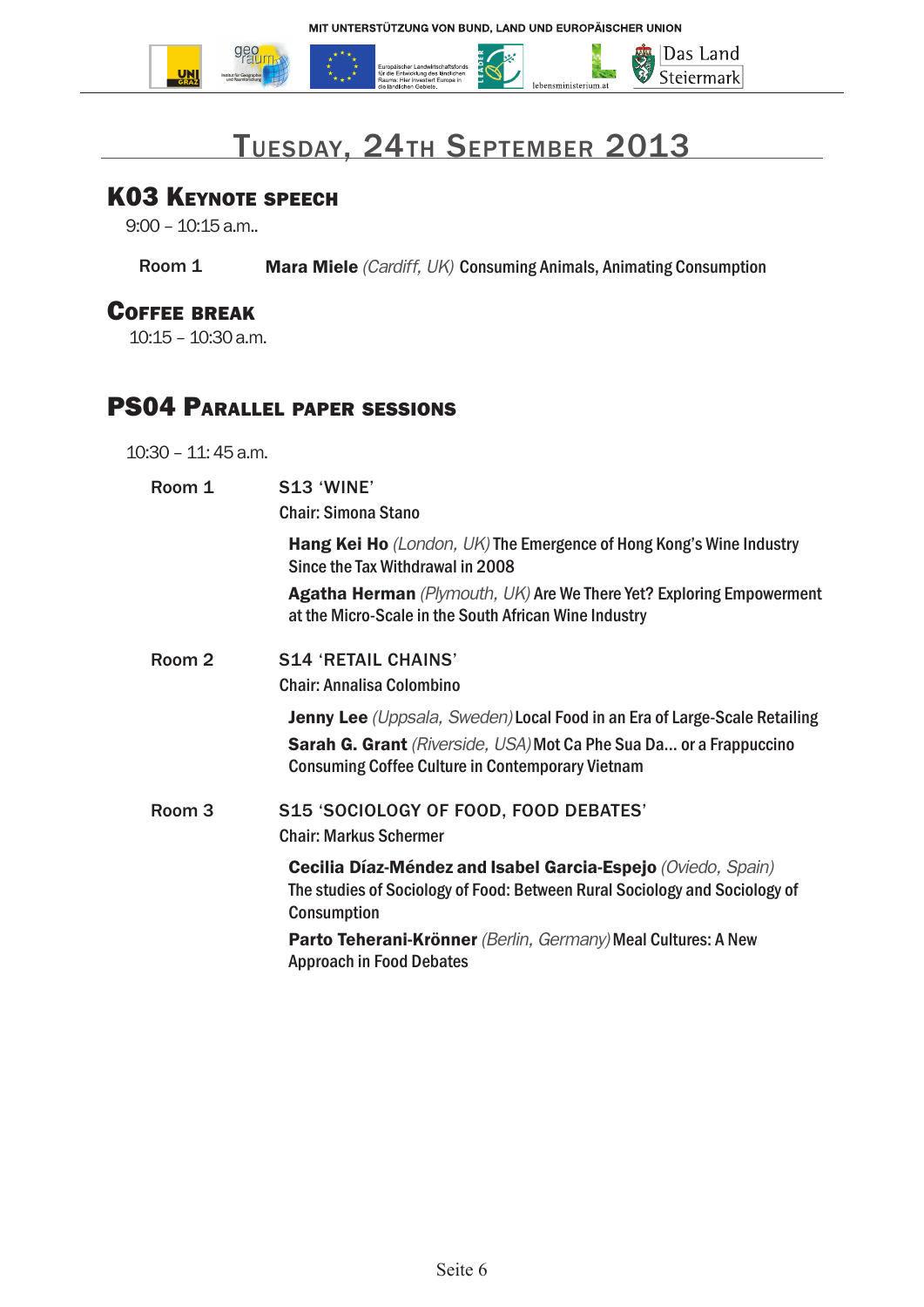# Tuesday, 24th September 2013

## K03 Keynote speech

9:00 – 10:15 a.m..

Room 1 — **Mara Miele** *(Cardiff, UK)* Consuming Animals, Animating Consumption

## Coffee break

10:15 – 10:30 a.m.

## PS04 Parallel paper sessions

10:30 – 11: 45 a.m.

### Room 1

S13 'WINE'
Chair: Simona Stano

**Hang Kei Ho** *(London, UK)* The Emergence of Hong Kong's Wine Industry Since the Tax Withdrawal in 2008

**Agatha Herman** *(Plymouth, UK)* Are We There Yet? Exploring Empowerment at the Micro-Scale in the South African Wine Industry

### Room 2

S14 'RETAIL CHAINS'
Chair: Annalisa Colombino

**Jenny Lee** *(Uppsala, Sweden)* Local Food in an Era of Large-Scale Retailing

**Sarah G. Grant** *(Riverside, USA)* Mot Ca Phe Sua Da... or a Frappuccino Consuming Coffee Culture in Contemporary Vietnam

### Room 3

S15 'SOCIOLOGY OF FOOD, FOOD DEBATES'
Chair: Markus Schermer

**Cecilia Díaz-Méndez and Isabel Garcia-Espejo** *(Oviedo, Spain)* The studies of Sociology of Food: Between Rural Sociology and Sociology of Consumption

**Parto Teherani-Krönner** *(Berlin, Germany)* Meal Cultures: A New Approach in Food Debates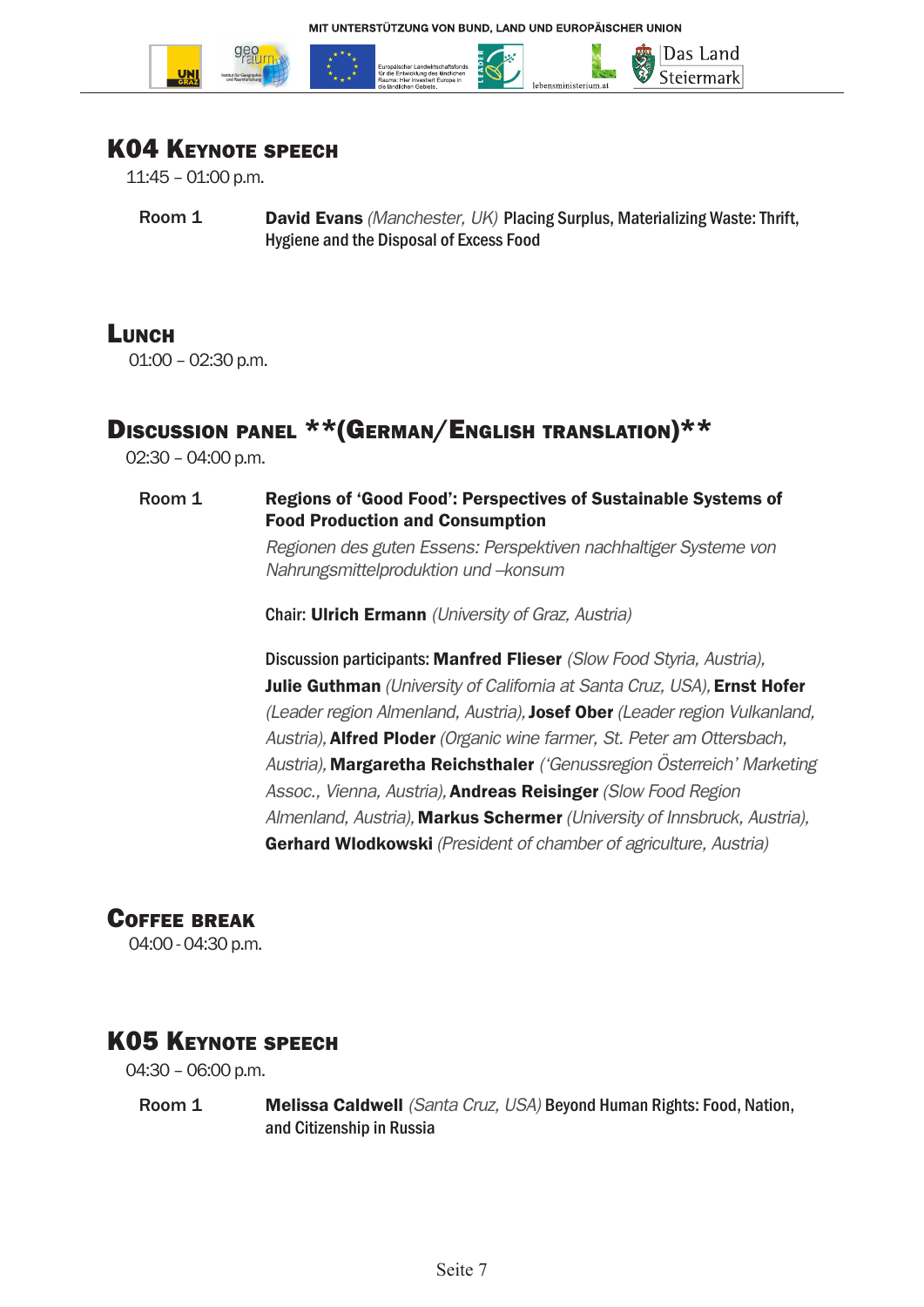## K04 Keynote speech

11:45 – 01:00 p.m.

Room 1 — **David Evans** *(Manchester, UK)* Placing Surplus, Materializing Waste: Thrift, Hygiene and the Disposal of Excess Food

## Lunch

01:00 – 02:30 p.m.

## Discussion panel **(German/English translation)**

02:30 – 04:00 p.m.

Room 1 — **Regions of 'Good Food': Perspectives of Sustainable Systems of Food Production and Consumption**

*Regionen des guten Essens: Perspektiven nachhaltiger Systeme von Nahrungsmittelproduktion und –konsum*

Chair: **Ulrich Ermann** *(University of Graz, Austria)*

Discussion participants: **Manfred Flieser** *(Slow Food Styria, Austria),* **Julie Guthman** *(University of California at Santa Cruz, USA),* **Ernst Hofer** *(Leader region Almenland, Austria),* **Josef Ober** *(Leader region Vulkanland, Austria),* **Alfred Ploder** *(Organic wine farmer, St. Peter am Ottersbach, Austria),* **Margaretha Reichsthaler** *('Genussregion Österreich' Marketing Assoc., Vienna, Austria),* **Andreas Reisinger** *(Slow Food Region Almenland, Austria),* **Markus Schermer** *(University of Innsbruck, Austria),* **Gerhard Wlodkowski** *(President of chamber of agriculture, Austria)*

## Coffee break

04:00 - 04:30 p.m.

## K05 Keynote speech

04:30 – 06:00 p.m.

Room 1 — **Melissa Caldwell** *(Santa Cruz, USA)* Beyond Human Rights: Food, Nation, and Citizenship in Russia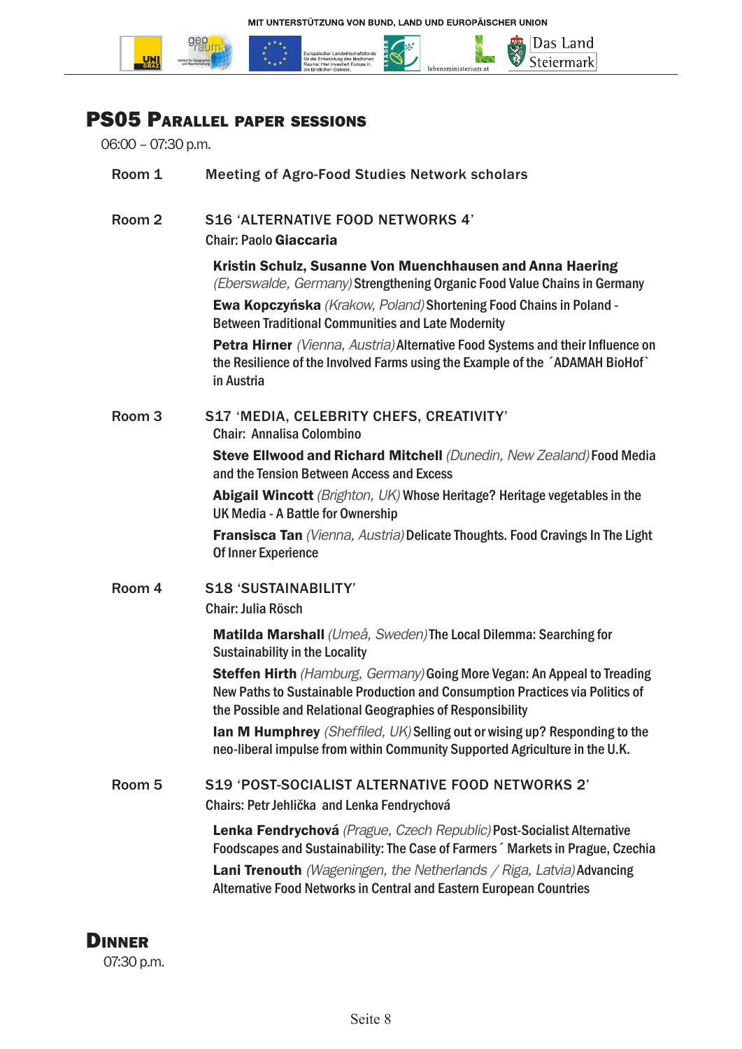# PS05 Parallel paper sessions

06:00 – 07:30 p.m.

**Room 1** Meeting of Agro-Food Studies Network scholars

**Room 2** S16 'ALTERNATIVE FOOD NETWORKS 4'
Chair: Paolo **Giaccaria**

**Kristin Schulz, Susanne Von Muenchhausen and Anna Haering** *(Eberswalde, Germany)* Strengthening Organic Food Value Chains in Germany

**Ewa Kopczyńska** *(Krakow, Poland)* Shortening Food Chains in Poland - Between Traditional Communities and Late Modernity

**Petra Hirner** *(Vienna, Austria)* Alternative Food Systems and their Influence on the Resilience of the Involved Farms using the Example of the ´ADAMAH BioHof` in Austria

**Room 3** S17 'MEDIA, CELEBRITY CHEFS, CREATIVITY'
Chair: Annalisa Colombino

**Steve Ellwood and Richard Mitchell** *(Dunedin, New Zealand)* Food Media and the Tension Between Access and Excess

**Abigail Wincott** *(Brighton, UK)* Whose Heritage? Heritage vegetables in the UK Media - A Battle for Ownership

**Fransisca Tan** *(Vienna, Austria)* Delicate Thoughts. Food Cravings In The Light Of Inner Experience

**Room 4** S18 'SUSTAINABILITY'
Chair: Julia Rösch

**Matilda Marshall** *(Umeå, Sweden)* The Local Dilemma: Searching for Sustainability in the Locality

**Steffen Hirth** *(Hamburg, Germany)* Going More Vegan: An Appeal to Treading New Paths to Sustainable Production and Consumption Practices via Politics of the Possible and Relational Geographies of Responsibility

**Ian M Humphrey** *(Sheffiled, UK)* Selling out or wising up? Responding to the neo-liberal impulse from within Community Supported Agriculture in the U.K.

**Room 5** S19 'POST-SOCIALIST ALTERNATIVE FOOD NETWORKS 2'
Chairs: Petr Jehlička and Lenka Fendrychová

**Lenka Fendrychová** *(Prague, Czech Republic)* Post-Socialist Alternative Foodscapes and Sustainability: The Case of Farmers´ Markets in Prague, Czechia

**Lani Trenouth** *(Wageningen, the Netherlands / Riga, Latvia)* Advancing Alternative Food Networks in Central and Eastern European Countries

# Dinner

07:30 p.m.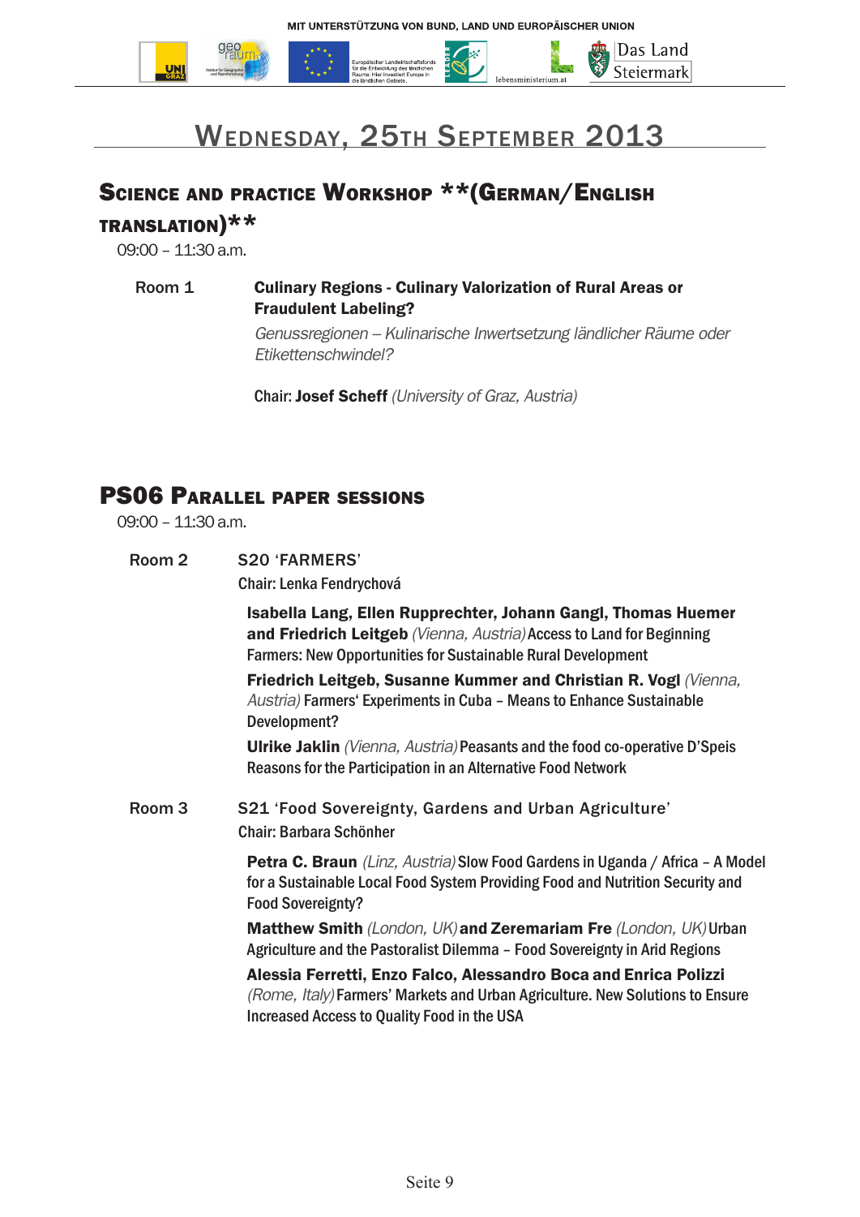# Wednesday, 25th September 2013

## Science and practice Workshop **(German/English translation)**

09:00 – 11:30 a.m.

Room 1 **Culinary Regions - Culinary Valorization of Rural Areas or Fraudulent Labeling?**

*Genussregionen – Kulinarische Inwertsetzung ländlicher Räume oder Etikettenschwindel?*

Chair: **Josef Scheff** *(University of Graz, Austria)*

## PS06 Parallel paper sessions

09:00 – 11:30 a.m.

Room 2 S20 'FARMERS'

Chair: Lenka Fendrychová

**Isabella Lang, Ellen Rupprechter, Johann Gangl, Thomas Huemer and Friedrich Leitgeb** *(Vienna, Austria)* Access to Land for Beginning Farmers: New Opportunities for Sustainable Rural Development

**Friedrich Leitgeb, Susanne Kummer and Christian R. Vogl** *(Vienna, Austria)* Farmers' Experiments in Cuba – Means to Enhance Sustainable Development?

**Ulrike Jaklin** *(Vienna, Austria)* Peasants and the food co-operative D'Speis Reasons for the Participation in an Alternative Food Network

Room 3 S21 'Food Sovereignty, Gardens and Urban Agriculture'

Chair: Barbara Schönher

**Petra C. Braun** *(Linz, Austria)* Slow Food Gardens in Uganda / Africa – A Model for a Sustainable Local Food System Providing Food and Nutrition Security and Food Sovereignty?

**Matthew Smith** *(London, UK)* **and Zeremariam Fre** *(London, UK)* Urban Agriculture and the Pastoralist Dilemma – Food Sovereignty in Arid Regions

**Alessia Ferretti, Enzo Falco, Alessandro Boca and Enrica Polizzi** *(Rome, Italy)* Farmers' Markets and Urban Agriculture. New Solutions to Ensure Increased Access to Quality Food in the USA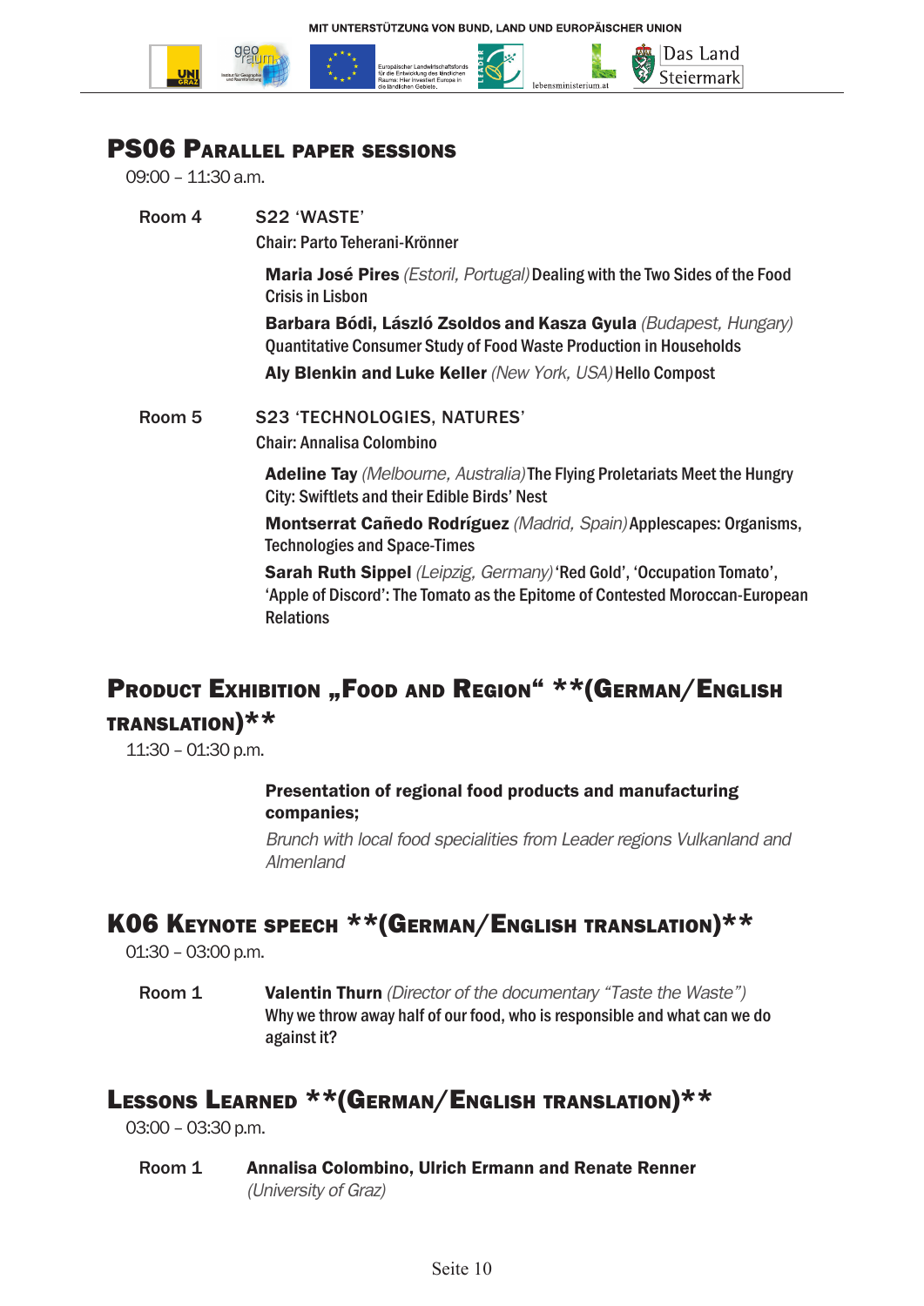## PS06 Parallel paper sessions

09:00 – 11:30 a.m.

**Room 4** S22 'WASTE'
Chair: Parto Teherani-Krönner

**Maria José Pires** *(Estoril, Portugal)* Dealing with the Two Sides of the Food Crisis in Lisbon

**Barbara Bódi, László Zsoldos and Kasza Gyula** *(Budapest, Hungary)* Quantitative Consumer Study of Food Waste Production in Households

**Aly Blenkin and Luke Keller** *(New York, USA)* Hello Compost

**Room 5** S23 'TECHNOLOGIES, NATURES'
Chair: Annalisa Colombino

**Adeline Tay** *(Melbourne, Australia)* The Flying Proletariats Meet the Hungry City: Swiftlets and their Edible Birds' Nest

**Montserrat Cañedo Rodríguez** *(Madrid, Spain)* Applescapes: Organisms, Technologies and Space-Times

**Sarah Ruth Sippel** *(Leipzig, Germany)* 'Red Gold', 'Occupation Tomato', 'Apple of Discord': The Tomato as the Epitome of Contested Moroccan-European Relations

## Product Exhibition „Food and Region" **(German/English translation)**

11:30 – 01:30 p.m.

**Presentation of regional food products and manufacturing companies;**

*Brunch with local food specialities from Leader regions Vulkanland and Almenland*

## K06 Keynote speech **(German/English translation)**

01:30 – 03:00 p.m.

**Room 1** **Valentin Thurn** *(Director of the documentary "Taste the Waste")* Why we throw away half of our food, who is responsible and what can we do against it?

## Lessons Learned **(German/English translation)**

03:00 – 03:30 p.m.

**Room 1** **Annalisa Colombino, Ulrich Ermann and Renate Renner** *(University of Graz)*